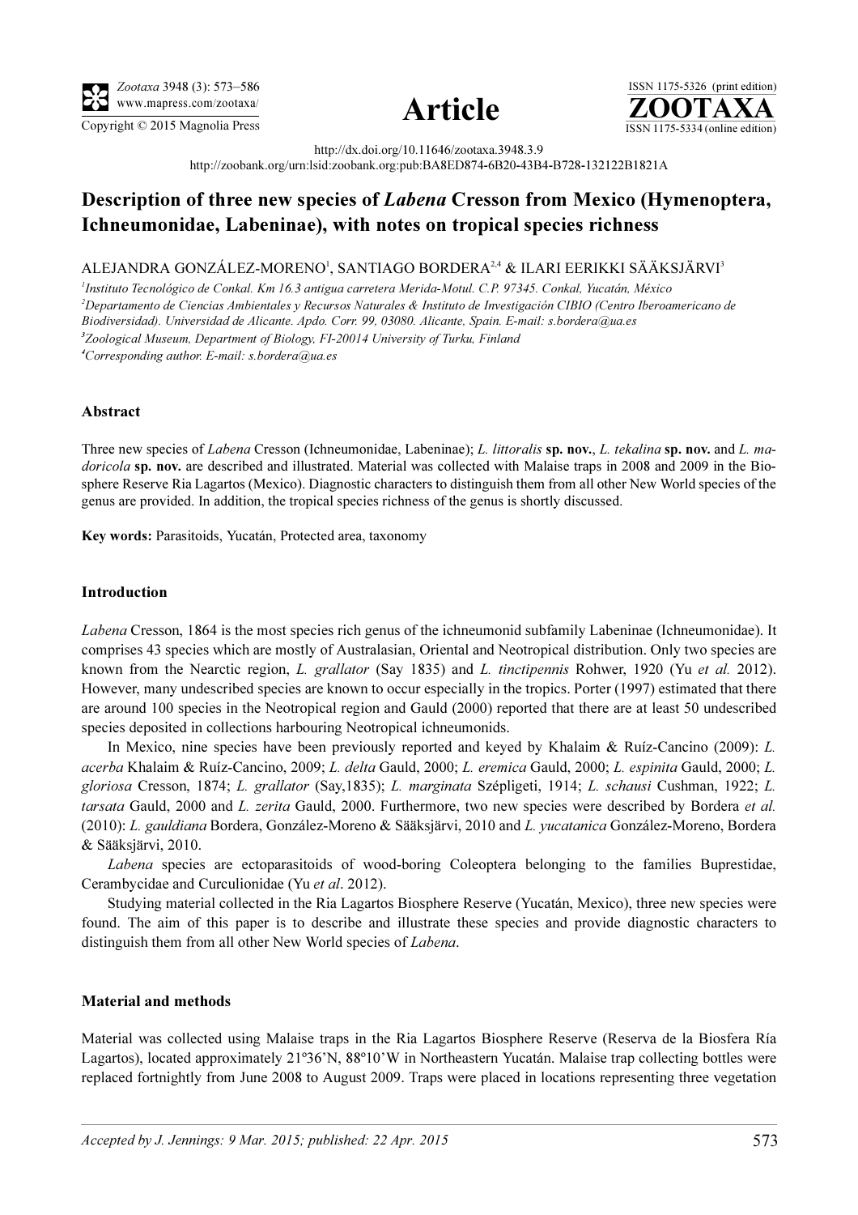http://dx.doi.org/10.11646/zootaxa.3948.3.9

http://zoobank.org/urn:lsid:zoobank.org:pub:BA8ED874-6B20-43B4-B728-132122B1821A

# Description of three new species of *Labena* Cresson from Mexico (Hymenoptera, Ichneumonidae, Labeninae), with notes on tropical species richness

ALEJANDRA GONZÁLEZ-MORENO[1], SANTIAGO BORDERA[2,4] & ILARI EERIKKI SÄÄKSJÄRVI[3]

[1]*Instituto Tecnológico de Conkal. Km 16.3 antigua carretera Merida-Motul. C.P. 97345. Conkal, Yucatán, México*

[2]*Departamento de Ciencias Ambientales y Recursos Naturales & Instituto de Investigación CIBIO (Centro Iberoamericano de Biodiversidad). Universidad de Alicante. Apdo. Corr. 99, 03080. Alicante, Spain. E-mail: s.bordera@ua.es*

[3]*Zoological Museum, Department of Biology, FI-20014 University of Turku, Finland*

[4]*Corresponding author. E-mail: s.bordera@ua.es*

### Abstract

Three new species of *Labena* Cresson (Ichneumonidae, Labeninae); *L. littoralis* **sp. nov.**, *L. tekalina* **sp. nov.** and *L. madoricola* **sp. nov.** are described and illustrated. Material was collected with Malaise traps in 2008 and 2009 in the Biosphere Reserve Ria Lagartos (Mexico). Diagnostic characters to distinguish them from all other New World species of the genus are provided. In addition, the tropical species richness of the genus is shortly discussed.

**Key words:** Parasitoids, Yucatán, Protected area, taxonomy

### Introduction

*Labena* Cresson, 1864 is the most species rich genus of the ichneumonid subfamily Labeninae (Ichneumonidae). It comprises 43 species which are mostly of Australasian, Oriental and Neotropical distribution. Only two species are known from the Nearctic region, *L. grallator* (Say 1835) and *L. tinctipennis* Rohwer, 1920 (Yu *et al.* 2012). However, many undescribed species are known to occur especially in the tropics. Porter (1997) estimated that there are around 100 species in the Neotropical region and Gauld (2000) reported that there are at least 50 undescribed species deposited in collections harbouring Neotropical ichneumonids.

In Mexico, nine species have been previously reported and keyed by Khalaim & Ruíz-Cancino (2009): *L. acerba* Khalaim & Ruíz-Cancino, 2009; *L. delta* Gauld, 2000; *L. eremica* Gauld, 2000; *L. espinita* Gauld, 2000; *L. gloriosa* Cresson, 1874; *L. grallator* (Say,1835); *L. marginata* Szépligeti, 1914; *L. schausi* Cushman, 1922; *L. tarsata* Gauld, 2000 and *L. zerita* Gauld, 2000. Furthermore, two new species were described by Bordera *et al.* (2010): *L. gauldiana* Bordera, González-Moreno & Sääksjärvi, 2010 and *L. yucatanica* González-Moreno, Bordera & Sääksjärvi, 2010.

*Labena* species are ectoparasitoids of wood-boring Coleoptera belonging to the families Buprestidae, Cerambycidae and Curculionidae (Yu *et al*. 2012).

Studying material collected in the Ria Lagartos Biosphere Reserve (Yucatán, Mexico), three new species were found. The aim of this paper is to describe and illustrate these species and provide diagnostic characters to distinguish them from all other New World species of *Labena*.

### Material and methods

Material was collected using Malaise traps in the Ria Lagartos Biosphere Reserve (Reserva de la Biosfera Ría Lagartos), located approximately 21º36'N, 88º10'W in Northeastern Yucatán. Malaise trap collecting bottles were replaced fortnightly from June 2008 to August 2009. Traps were placed in locations representing three vegetation

*Accepted by J. Jennings: 9 Mar. 2015; published: 22 Apr. 2015*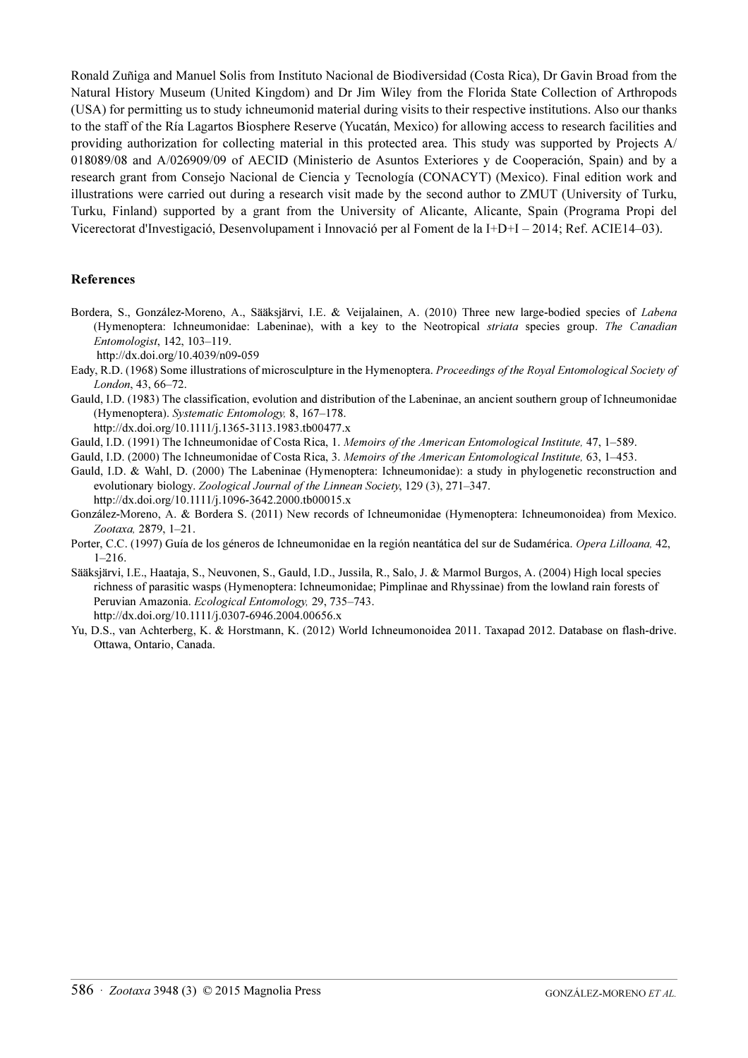Ronald Zuñiga and Manuel Solis from Instituto Nacional de Biodiversidad (Costa Rica), Dr Gavin Broad from the Natural History Museum (United Kingdom) and Dr Jim Wiley from the Florida State Collection of Arthropods (USA) for permitting us to study ichneumonid material during visits to their respective institutions. Also our thanks to the staff of the Ría Lagartos Biosphere Reserve (Yucatán, Mexico) for allowing access to research facilities and providing authorization for collecting material in this protected area. This study was supported by Projects A/018089/08 and A/026909/09 of AECID (Ministerio de Asuntos Exteriores y de Cooperación, Spain) and by a research grant from Consejo Nacional de Ciencia y Tecnología (CONACYT) (Mexico). Final edition work and illustrations were carried out during a research visit made by the second author to ZMUT (University of Turku, Turku, Finland) supported by a grant from the University of Alicante, Alicante, Spain (Programa Propi del Vicerectorat d'Investigació, Desenvolupament i Innovació per al Foment de la I+D+I – 2014; Ref. ACIE14–03).

## References

Bordera, S., González-Moreno, A., Sääksjärvi, I.E. & Veijalainen, A. (2010) Three new large-bodied species of *Labena* (Hymenoptera: Ichneumonidae: Labeninae), with a key to the Neotropical *striata* species group. *The Canadian Entomologist*, 142, 103–119. http://dx.doi.org/10.4039/n09-059

Eady, R.D. (1968) Some illustrations of microsculpture in the Hymenoptera. *Proceedings of the Royal Entomological Society of London*, 43, 66–72.

Gauld, I.D. (1983) The classification, evolution and distribution of the Labeninae, an ancient southern group of Ichneumonidae (Hymenoptera). *Systematic Entomology,* 8, 167–178. http://dx.doi.org/10.1111/j.1365-3113.1983.tb00477.x

Gauld, I.D. (1991) The Ichneumonidae of Costa Rica, 1. *Memoirs of the American Entomological Institute,* 47, 1–589.

Gauld, I.D. (2000) The Ichneumonidae of Costa Rica, 3. *Memoirs of the American Entomological Institute,* 63, 1–453.

Gauld, I.D. & Wahl, D. (2000) The Labeninae (Hymenoptera: Ichneumonidae): a study in phylogenetic reconstruction and evolutionary biology. *Zoological Journal of the Linnean Society*, 129 (3), 271–347. http://dx.doi.org/10.1111/j.1096-3642.2000.tb00015.x

González-Moreno, A. & Bordera S. (2011) New records of Ichneumonidae (Hymenoptera: Ichneumonoidea) from Mexico. *Zootaxa,* 2879, 1–21.

Porter, C.C. (1997) Guía de los géneros de Ichneumonidae en la región neantática del sur de Sudamérica. *Opera Lilloana,* 42, 1–216.

Sääksjärvi, I.E., Haataja, S., Neuvonen, S., Gauld, I.D., Jussila, R., Salo, J. & Marmol Burgos, A. (2004) High local species richness of parasitic wasps (Hymenoptera: Ichneumonidae; Pimplinae and Rhyssinae) from the lowland rain forests of Peruvian Amazonia. *Ecological Entomology,* 29, 735–743. http://dx.doi.org/10.1111/j.0307-6946.2004.00656.x

Yu, D.S., van Achterberg, K. & Horstmann, K. (2012) World Ichneumonoidea 2011. Taxapad 2012. Database on flash-drive. Ottawa, Ontario, Canada.